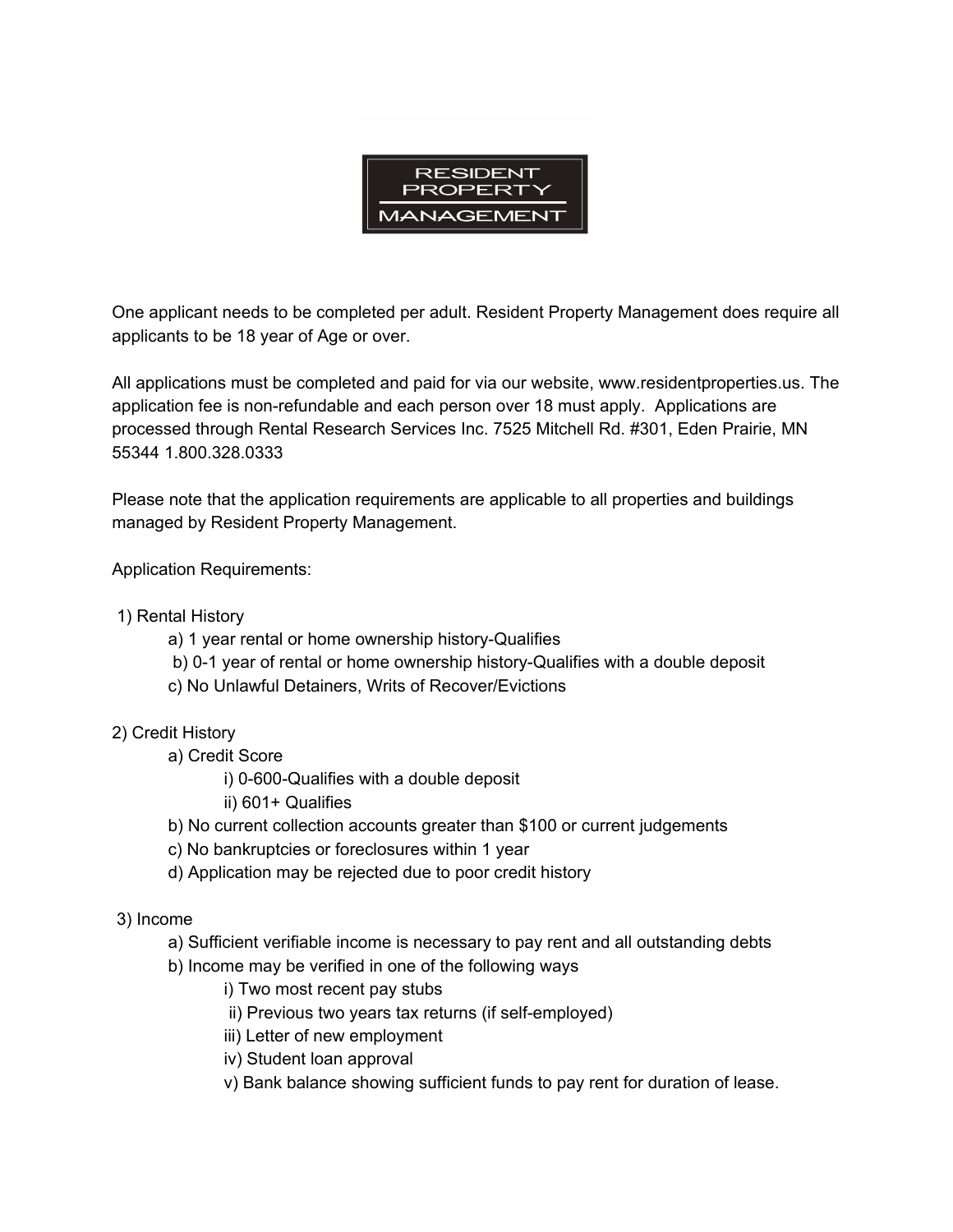# RESIDENT PROPERTY MANAGEMENT

One applicant needs to be completed per adult. Resident Property Management does require all applicants to be 18 year of Age or over.

All applications must be completed and paid for via our website, www.residentproperties.us. The application fee is non-refundable and each person over 18 must apply. Applications are processed through Rental Research Services Inc. 7525 Mitchell Rd. #301, Eden Prairie, MN 55344 1.800.328.0333

Please note that the application requirements are applicable to all properties and buildings managed by Resident Property Management.

Application Requirements:

1) Rental History
   - a) 1 year rental or home ownership history-Qualifies
   - b) 0-1 year of rental or home ownership history-Qualifies with a double deposit
   - c) No Unlawful Detainers, Writs of Recover/Evictions

2) Credit History
   - a) Credit Score
     - i) 0-600-Qualifies with a double deposit
     - ii) 601+ Qualifies
   - b) No current collection accounts greater than $100 or current judgements
   - c) No bankruptcies or foreclosures within 1 year
   - d) Application may be rejected due to poor credit history

3) Income
   - a) Sufficient verifiable income is necessary to pay rent and all outstanding debts
   - b) Income may be verified in one of the following ways
     - i) Two most recent pay stubs
     - ii) Previous two years tax returns (if self-employed)
     - iii) Letter of new employment
     - iv) Student loan approval
     - v) Bank balance showing sufficient funds to pay rent for duration of lease.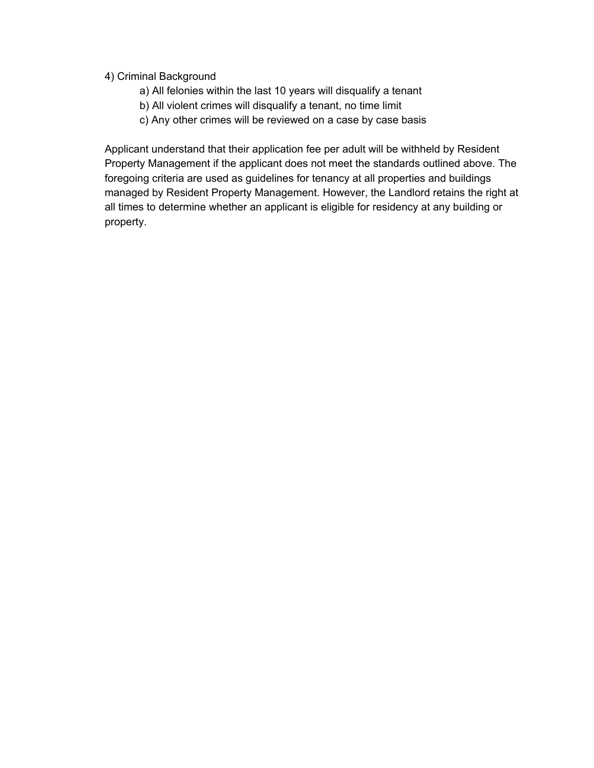4) Criminal Background

   a) All felonies within the last 10 years will disqualify a tenant
   
   b) All violent crimes will disqualify a tenant, no time limit
   
   c) Any other crimes will be reviewed on a case by case basis

Applicant understand that their application fee per adult will be withheld by Resident Property Management if the applicant does not meet the standards outlined above. The foregoing criteria are used as guidelines for tenancy at all properties and buildings managed by Resident Property Management. However, the Landlord retains the right at all times to determine whether an applicant is eligible for residency at any building or property.